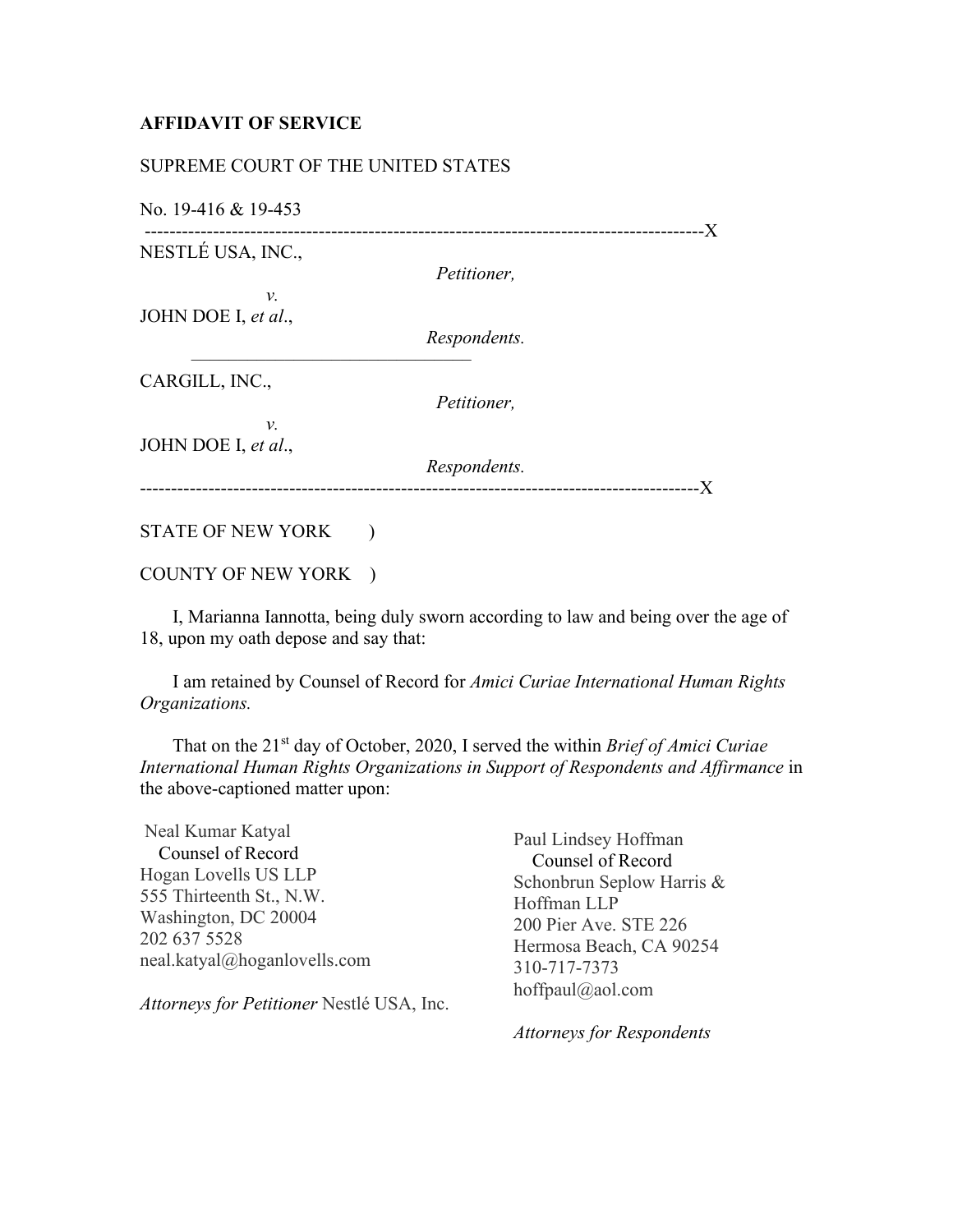**AFFIDAVIT OF SERVICE**

SUPREME COURT OF THE UNITED STATES

No. 19-416 & 19-453

------------------------------------------------------------------------------------------X

NESTLÉ USA, INC.,

*Petitioner,*

*v.*

JOHN DOE I, *et al*.,

*Respondents.*

---

CARGILL, INC.,

*Petitioner,*

*v.*

JOHN DOE I, *et al*.,

*Respondents.*

------------------------------------------------------------------------------------------X

STATE OF NEW YORK )

COUNTY OF NEW YORK )

I, Marianna Iannotta, being duly sworn according to law and being over the age of 18, upon my oath depose and say that:

I am retained by Counsel of Record for *Amici Curiae International Human Rights Organizations.*

That on the 21st day of October, 2020, I served the within *Brief of Amici Curiae International Human Rights Organizations in Support of Respondents and Affirmance* in the above-captioned matter upon:

Neal Kumar Katyal
Counsel of Record
Hogan Lovells US LLP
555 Thirteenth St., N.W.
Washington, DC 20004
202 637 5528
neal.katyal@hoganlovells.com

*Attorneys for Petitioner* Nestlé USA, Inc.

Paul Lindsey Hoffman
Counsel of Record
Schonbrun Seplow Harris & Hoffman LLP
200 Pier Ave. STE 226
Hermosa Beach, CA 90254
310-717-7373
hoffpaul@aol.com

*Attorneys for Respondents*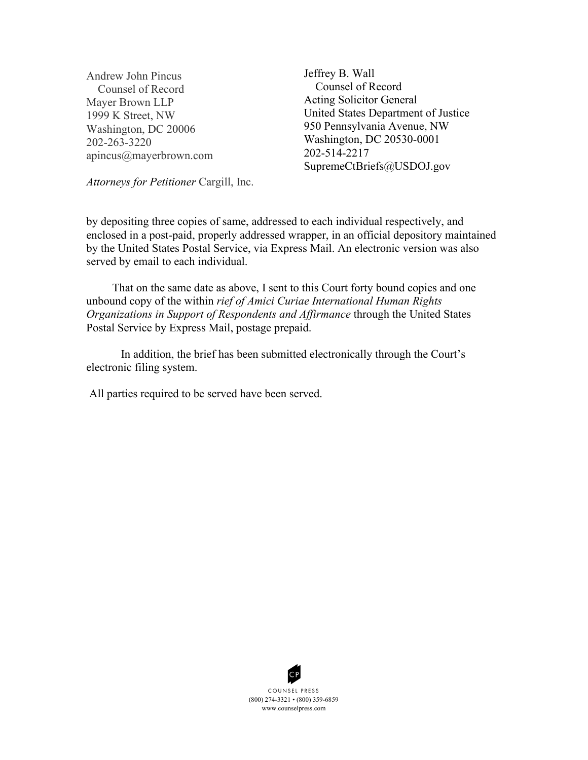Andrew John Pincus
Counsel of Record
Mayer Brown LLP
1999 K Street, NW
Washington, DC 20006
202-263-3220
apincus@mayerbrown.com

*Attorneys for Petitioner* Cargill, Inc.

Jeffrey B. Wall
Counsel of Record
Acting Solicitor General
United States Department of Justice
950 Pennsylvania Avenue, NW
Washington, DC 20530-0001
202-514-2217
SupremeCtBriefs@USDOJ.gov

by depositing three copies of same, addressed to each individual respectively, and enclosed in a post-paid, properly addressed wrapper, in an official depository maintained by the United States Postal Service, via Express Mail. An electronic version was also served by email to each individual.

That on the same date as above, I sent to this Court forty bound copies and one unbound copy of the within *rief of Amici Curiae International Human Rights Organizations in Support of Respondents and Affirmance* through the United States Postal Service by Express Mail, postage prepaid.

In addition, the brief has been submitted electronically through the Court's electronic filing system.

All parties required to be served have been served.

COUNSEL PRESS
(800) 274-3321 • (800) 359-6859
www.counselpress.com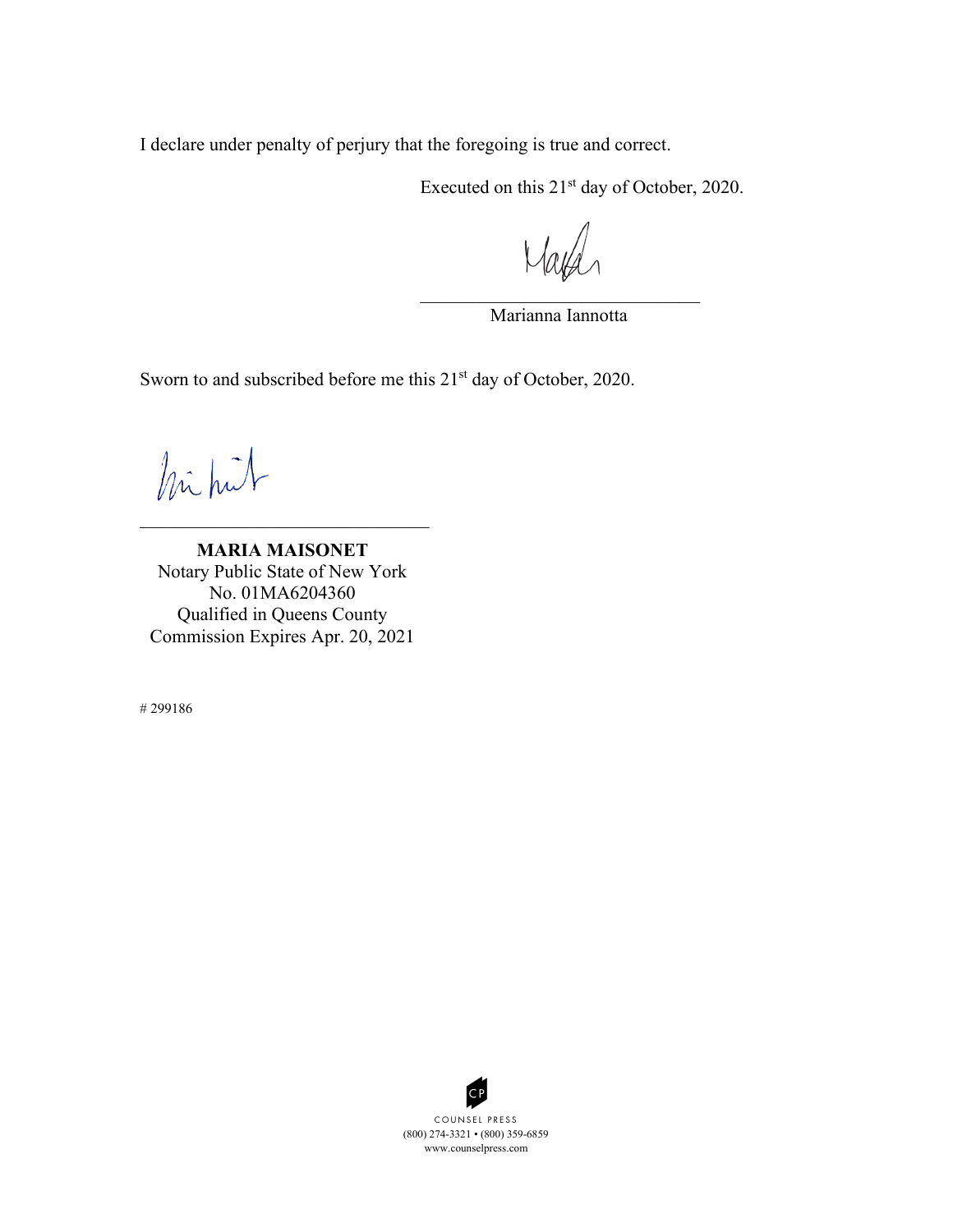I declare under penalty of perjury that the foregoing is true and correct.

Executed on this 21st day of October, 2020.

\_\_\_\_\_\_\_\_\_\_\_\_\_\_\_\_\_\_\_\_\_\_\_\_\_\_\_\_\_\_\_\_\_\_

Marianna Iannotta

Sworn to and subscribed before me this 21st day of October, 2020.

\_\_\_\_\_\_\_\_\_\_\_\_\_\_\_\_\_\_\_\_\_\_\_\_\_\_\_\_\_\_\_\_\_\_

**MARIA MAISONET**
Notary Public State of New York
No. 01MA6204360
Qualified in Queens County
Commission Expires Apr. 20, 2021

# 299186

COUNSEL PRESS
(800) 274-3321 • (800) 359-6859
www.counselpress.com